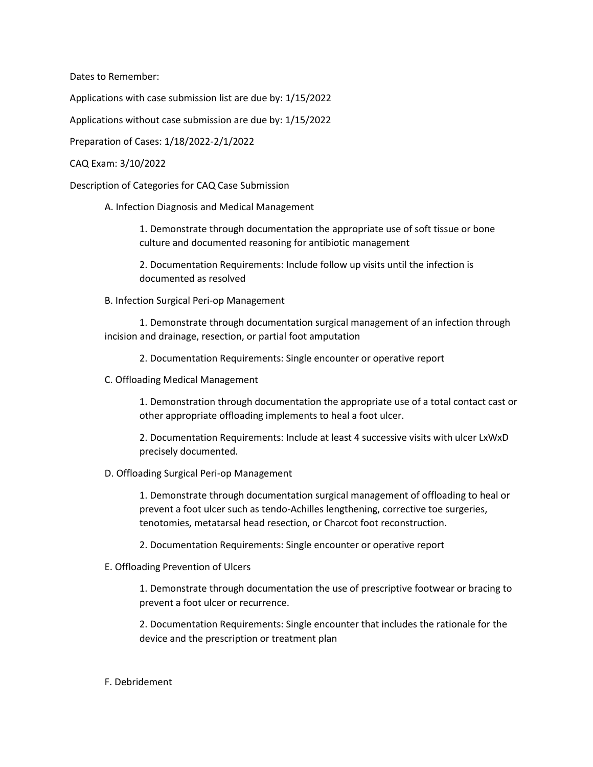Dates to Remember:

Applications with case submission list are due by: 1/15/2022

Applications without case submission are due by: 1/15/2022

Preparation of Cases: 1/18/2022-2/1/2022

CAQ Exam: 3/10/2022

Description of Categories for CAQ Case Submission

A. Infection Diagnosis and Medical Management

1. Demonstrate through documentation the appropriate use of soft tissue or bone culture and documented reasoning for antibiotic management

2. Documentation Requirements: Include follow up visits until the infection is documented as resolved

B. Infection Surgical Peri-op Management

1. Demonstrate through documentation surgical management of an infection through incision and drainage, resection, or partial foot amputation

2. Documentation Requirements: Single encounter or operative report

C. Offloading Medical Management

1. Demonstration through documentation the appropriate use of a total contact cast or other appropriate offloading implements to heal a foot ulcer.

2. Documentation Requirements: Include at least 4 successive visits with ulcer LxWxD precisely documented.

D. Offloading Surgical Peri-op Management

1. Demonstrate through documentation surgical management of offloading to heal or prevent a foot ulcer such as tendo-Achilles lengthening, corrective toe surgeries, tenotomies, metatarsal head resection, or Charcot foot reconstruction.

2. Documentation Requirements: Single encounter or operative report

E. Offloading Prevention of Ulcers

1. Demonstrate through documentation the use of prescriptive footwear or bracing to prevent a foot ulcer or recurrence.

2. Documentation Requirements: Single encounter that includes the rationale for the device and the prescription or treatment plan

F. Debridement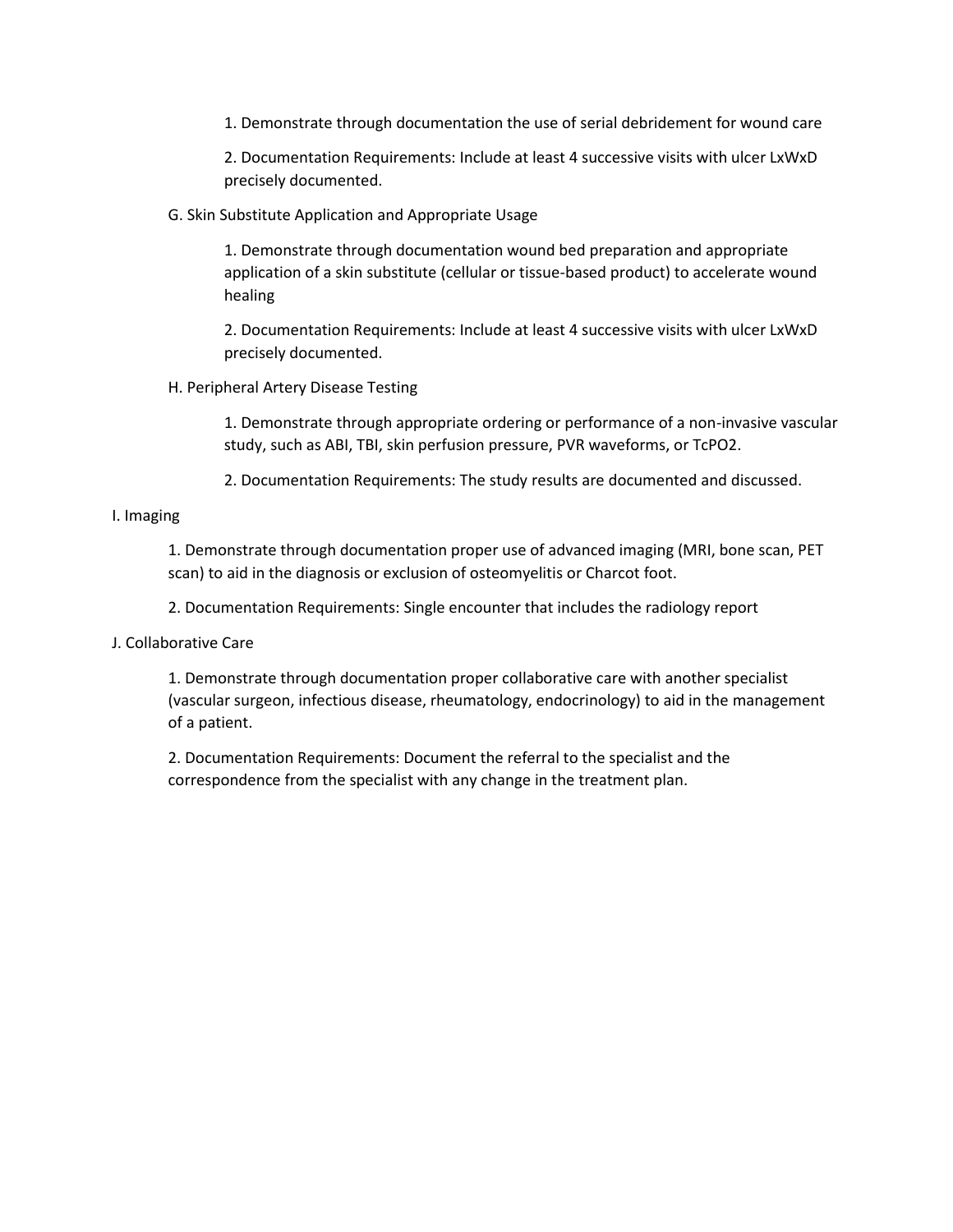1. Demonstrate through documentation the use of serial debridement for wound care

2. Documentation Requirements: Include at least 4 successive visits with ulcer LxWxD precisely documented.

G. Skin Substitute Application and Appropriate Usage

1. Demonstrate through documentation wound bed preparation and appropriate application of a skin substitute (cellular or tissue-based product) to accelerate wound healing

2. Documentation Requirements: Include at least 4 successive visits with ulcer LxWxD precisely documented.

H. Peripheral Artery Disease Testing

1. Demonstrate through appropriate ordering or performance of a non-invasive vascular study, such as ABI, TBI, skin perfusion pressure, PVR waveforms, or TcPO2.

2. Documentation Requirements: The study results are documented and discussed.

I. Imaging

1. Demonstrate through documentation proper use of advanced imaging (MRI, bone scan, PET scan) to aid in the diagnosis or exclusion of osteomyelitis or Charcot foot.

2. Documentation Requirements: Single encounter that includes the radiology report

J. Collaborative Care

1. Demonstrate through documentation proper collaborative care with another specialist (vascular surgeon, infectious disease, rheumatology, endocrinology) to aid in the management of a patient.

2. Documentation Requirements: Document the referral to the specialist and the correspondence from the specialist with any change in the treatment plan.